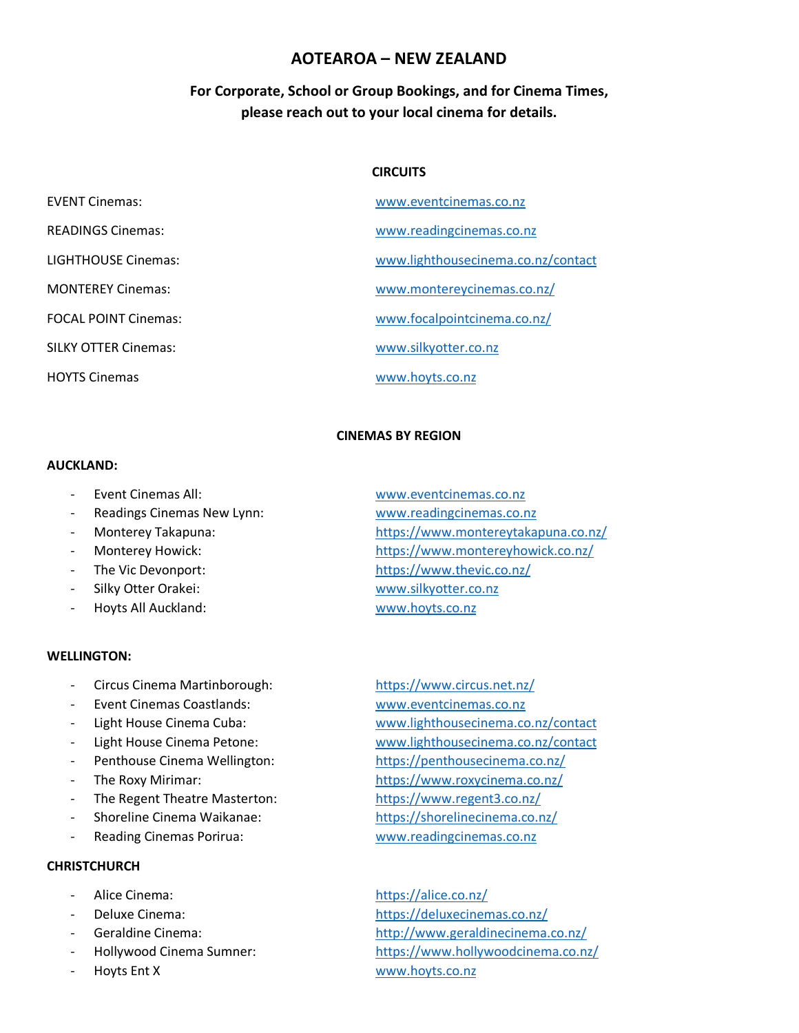# AOTEAROA – NEW ZEALAND

**For Corporate, School or Group Bookings, and for Cinema Times, please reach out to your local cinema for details.**

## CIRCUITS

| | |
|---|---|
| EVENT Cinemas: | www.eventcinemas.co.nz |
| READINGS Cinemas: | www.readingcinemas.co.nz |
| LIGHTHOUSE Cinemas: | www.lighthousecinema.co.nz/contact |
| MONTEREY Cinemas: | www.montereycinemas.co.nz/ |
| FOCAL POINT Cinemas: | www.focalpointcinema.co.nz/ |
| SILKY OTTER Cinemas: | www.silkyotter.co.nz |
| HOYTS Cinemas | www.hoyts.co.nz |

## CINEMAS BY REGION

**AUCKLAND:**

- Event Cinemas All: www.eventcinemas.co.nz
- Readings Cinemas New Lynn: www.readingcinemas.co.nz
- Monterey Takapuna: https://www.montereytakapuna.co.nz/
- Monterey Howick: https://www.montereyhowick.co.nz/
- The Vic Devonport: https://www.thevic.co.nz/
- Silky Otter Orakei: www.silkyotter.co.nz
- Hoyts All Auckland: www.hoyts.co.nz

**WELLINGTON:**

- Circus Cinema Martinborough: https://www.circus.net.nz/
- Event Cinemas Coastlands: www.eventcinemas.co.nz
- Light House Cinema Cuba: www.lighthousecinema.co.nz/contact
- Light House Cinema Petone: www.lighthousecinema.co.nz/contact
- Penthouse Cinema Wellington: https://penthousecinema.co.nz/
- The Roxy Mirimar: https://www.roxycinema.co.nz/
- The Regent Theatre Masterton: https://www.regent3.co.nz/
- Shoreline Cinema Waikanae: https://shorelinecinema.co.nz/
- Reading Cinemas Porirua: www.readingcinemas.co.nz

**CHRISTCHURCH**

- Alice Cinema: https://alice.co.nz/
- Deluxe Cinema: https://deluxecinemas.co.nz/
- Geraldine Cinema: http://www.geraldinecinema.co.nz/
- Hollywood Cinema Sumner: https://www.hollywoodcinema.co.nz/
- Hoyts Ent X www.hoyts.co.nz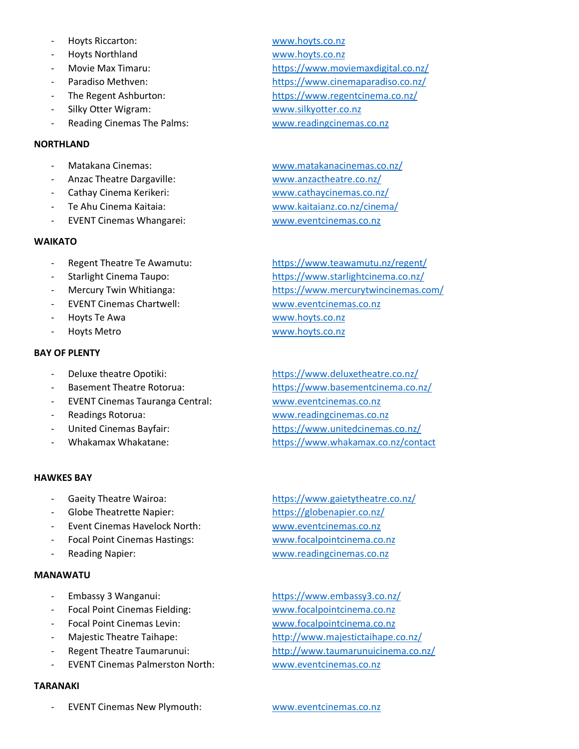- Hoyts Riccarton: www.hoyts.co.nz
- Hoyts Northland www.hoyts.co.nz
- Movie Max Timaru: https://www.moviemaxdigital.co.nz/
- Paradiso Methven: https://www.cinemaparadiso.co.nz/
- The Regent Ashburton: https://www.regentcinema.co.nz/
- Silky Otter Wigram: www.silkyotter.co.nz
- Reading Cinemas The Palms: www.readingcinemas.co.nz

**NORTHLAND**

- Matakana Cinemas: www.matakanacinemas.co.nz/
- Anzac Theatre Dargaville: www.anzactheatre.co.nz/
- Cathay Cinema Kerikeri: www.cathaycinemas.co.nz/
- Te Ahu Cinema Kaitaia: www.kaitaianz.co.nz/cinema/
- EVENT Cinemas Whangarei: www.eventcinemas.co.nz

**WAIKATO**

- Regent Theatre Te Awamutu: https://www.teawamutu.nz/regent/
- Starlight Cinema Taupo: https://www.starlightcinema.co.nz/
- Mercury Twin Whitianga: https://www.mercurytwincinemas.com/
- EVENT Cinemas Chartwell: www.eventcinemas.co.nz
- Hoyts Te Awa www.hoyts.co.nz
- Hoyts Metro www.hoyts.co.nz

**BAY OF PLENTY**

- Deluxe theatre Opotiki: https://www.deluxetheatre.co.nz/
- Basement Theatre Rotorua: https://www.basementcinema.co.nz/
- EVENT Cinemas Tauranga Central: www.eventcinemas.co.nz
- Readings Rotorua: www.readingcinemas.co.nz
- United Cinemas Bayfair: https://www.unitedcinemas.co.nz/
- Whakamax Whakatane: https://www.whakamax.co.nz/contact

**HAWKES BAY**

- Gaeity Theatre Wairoa: https://www.gaietytheatre.co.nz/
- Globe Theatrette Napier: https://globenapier.co.nz/
- Event Cinemas Havelock North: www.eventcinemas.co.nz
- Focal Point Cinemas Hastings: www.focalpointcinema.co.nz
- Reading Napier: www.readingcinemas.co.nz

**MANAWATU**

- Embassy 3 Wanganui: https://www.embassy3.co.nz/
- Focal Point Cinemas Fielding: www.focalpointcinema.co.nz
- Focal Point Cinemas Levin: www.focalpointcinema.co.nz
- Majestic Theatre Taihape: http://www.majestictaihape.co.nz/
- Regent Theatre Taumarunui: http://www.taumarunuicinema.co.nz/
- EVENT Cinemas Palmerston North: www.eventcinemas.co.nz

**TARANAKI**

- EVENT Cinemas New Plymouth: www.eventcinemas.co.nz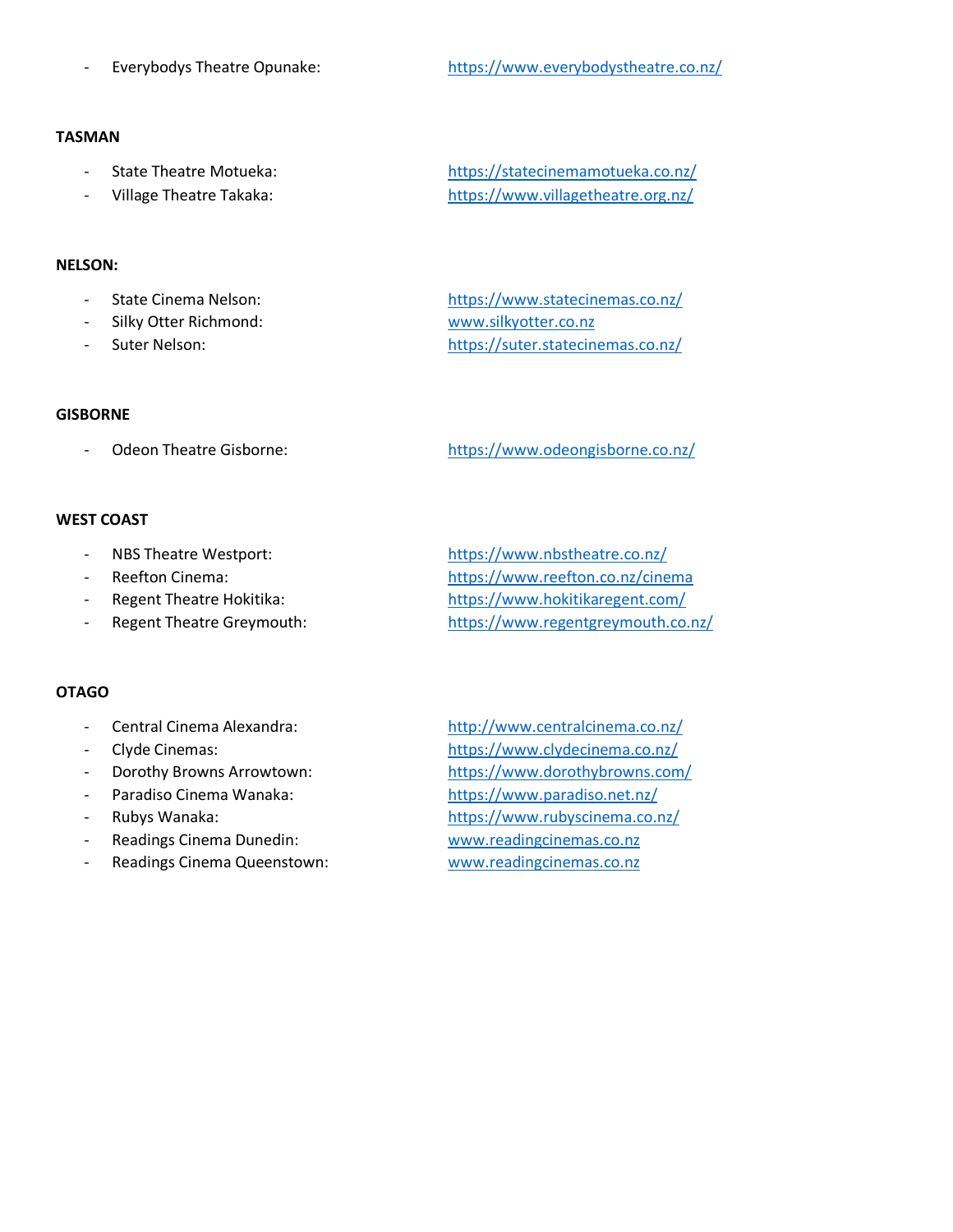- Everybodys Theatre Opunake: https://www.everybodystheatre.co.nz/

**TASMAN**

- State Theatre Motueka: https://statecinemamotueka.co.nz/
- Village Theatre Takaka: https://www.villagetheatre.org.nz/

**NELSON:**

- State Cinema Nelson: https://www.statecinemas.co.nz/
- Silky Otter Richmond: www.silkyotter.co.nz
- Suter Nelson: https://suter.statecinemas.co.nz/

**GISBORNE**

- Odeon Theatre Gisborne: https://www.odeongisborne.co.nz/

**WEST COAST**

- NBS Theatre Westport: https://www.nbstheatre.co.nz/
- Reefton Cinema: https://www.reefton.co.nz/cinema
- Regent Theatre Hokitika: https://www.hokitikaregent.com/
- Regent Theatre Greymouth: https://www.regentgreymouth.co.nz/

**OTAGO**

- Central Cinema Alexandra: http://www.centralcinema.co.nz/
- Clyde Cinemas: https://www.clydecinema.co.nz/
- Dorothy Browns Arrowtown: https://www.dorothybrowns.com/
- Paradiso Cinema Wanaka: https://www.paradiso.net.nz/
- Rubys Wanaka: https://www.rubyscinema.co.nz/
- Readings Cinema Dunedin: www.readingcinemas.co.nz
- Readings Cinema Queenstown: www.readingcinemas.co.nz